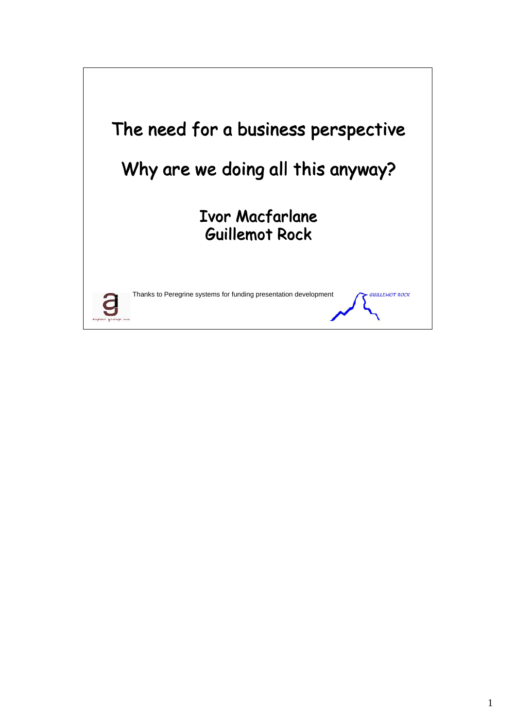# The need for a business perspective

## Why are we doing all this anyway?

**Ivor Macfarlane**
**Guillemot Rock**

Thanks to Peregrine systems for funding presentation development

GUILLEMOT ROCK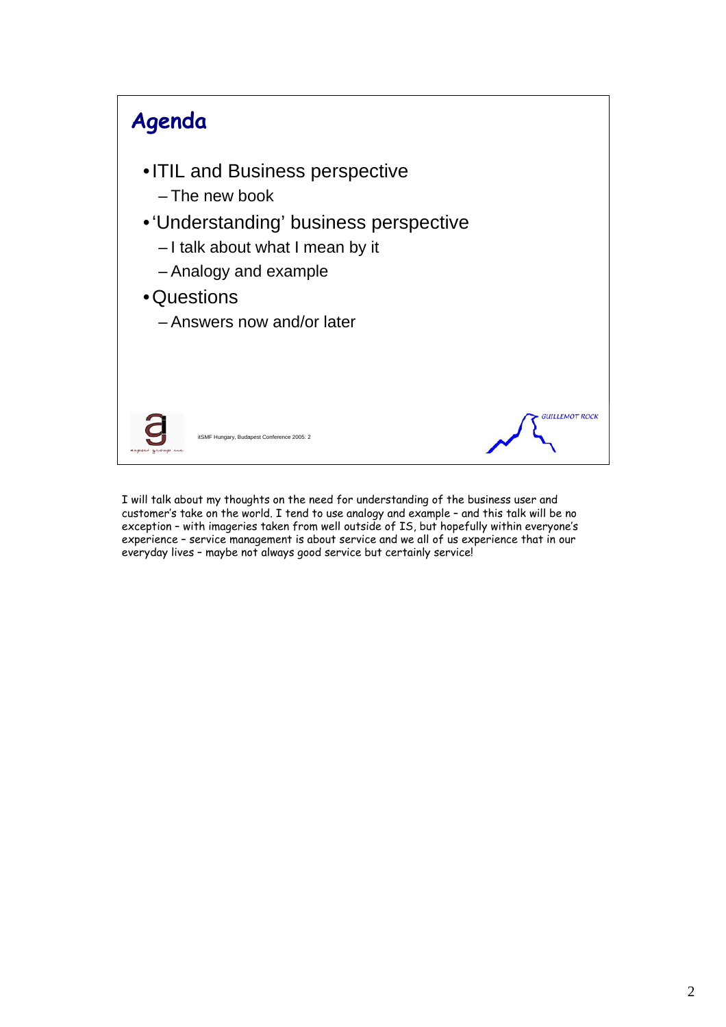## Agenda

- ITIL and Business perspective
  - The new book
- 'Understanding' business perspective
  - I talk about what I mean by it
  - Analogy and example
- Questions
  - Answers now and/or later

itSMF Hungary, Budapest Conference 2005: 2

GUILLEMOT ROCK

I will talk about my thoughts on the need for understanding of the business user and customer's take on the world. I tend to use analogy and example – and this talk will be no exception – with imageries taken from well outside of IS, but hopefully within everyone's experience – service management is about service and we all of us experience that in our everyday lives – maybe not always good service but certainly service!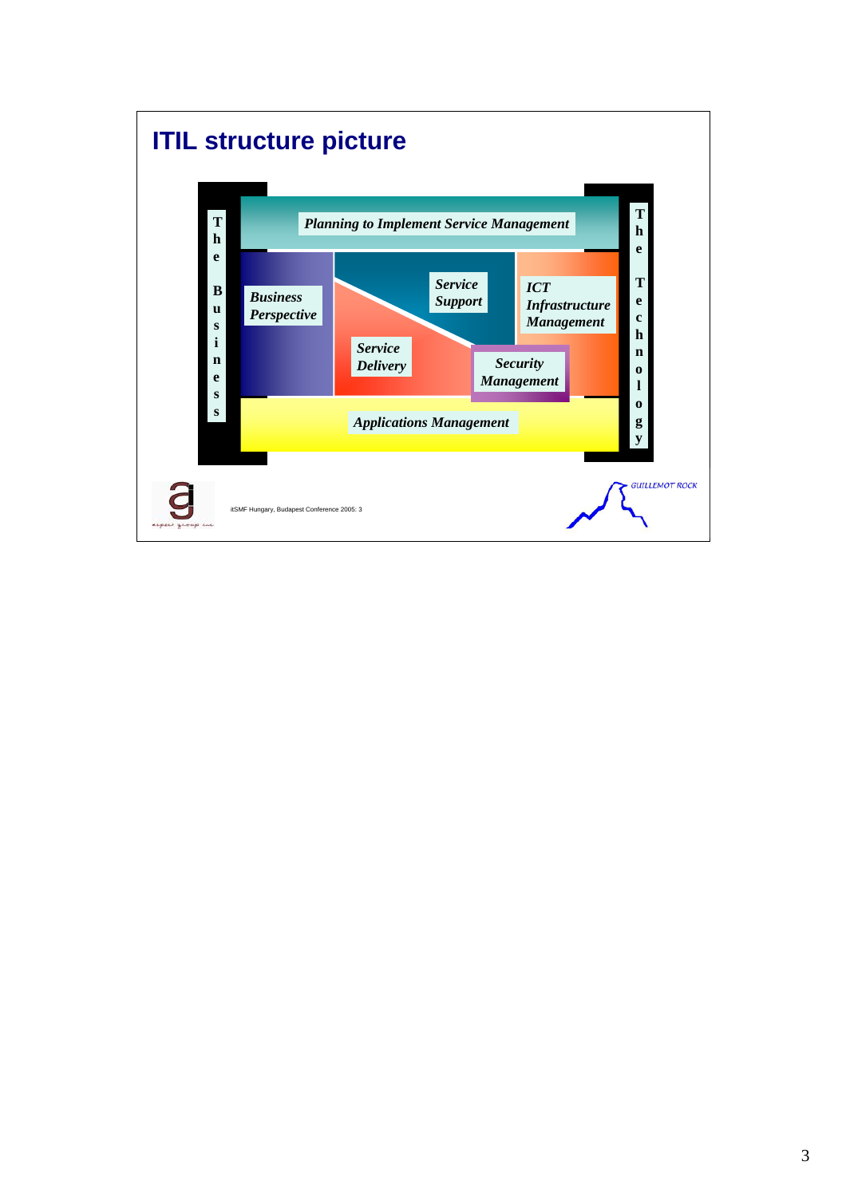# ITIL structure picture

The Business

Planning to Implement Service Management

Business Perspective

Service Support

Service Delivery

ICT Infrastructure Management

Security Management

Applications Management

The Technology

itSMF Hungary, Budapest Conference 2005: 3

GUILLEMOT ROCK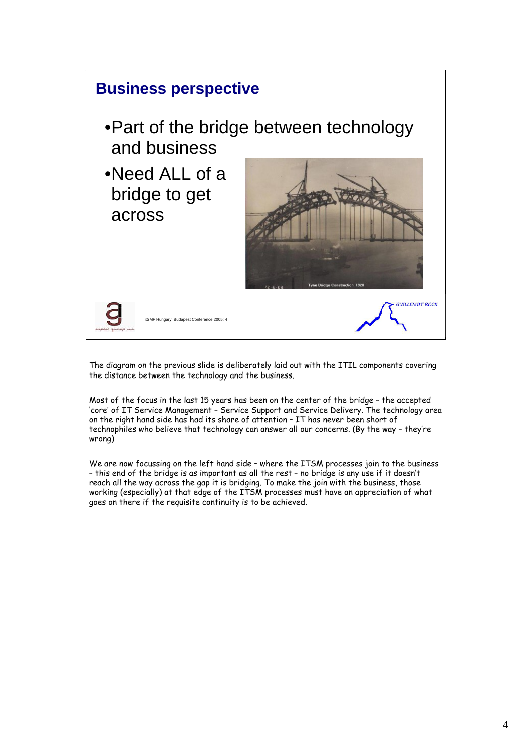## Business perspective

- Part of the bridge between technology and business
- Need ALL of a bridge to get across

Tyne Bridge Construction 1928

itSMF Hungary, Budapest Conference 2005: 4

The diagram on the previous slide is deliberately laid out with the ITIL components covering the distance between the technology and the business.

Most of the focus in the last 15 years has been on the center of the bridge – the accepted 'core' of IT Service Management – Service Support and Service Delivery. The technology area on the right hand side has had its share of attention – IT has never been short of technophiles who believe that technology can answer all our concerns. (By the way – they're wrong)

We are now focussing on the left hand side – where the ITSM processes join to the business – this end of the bridge is as important as all the rest – no bridge is any use if it doesn't reach all the way across the gap it is bridging. To make the join with the business, those working (especially) at that edge of the ITSM processes must have an appreciation of what goes on there if the requisite continuity is to be achieved.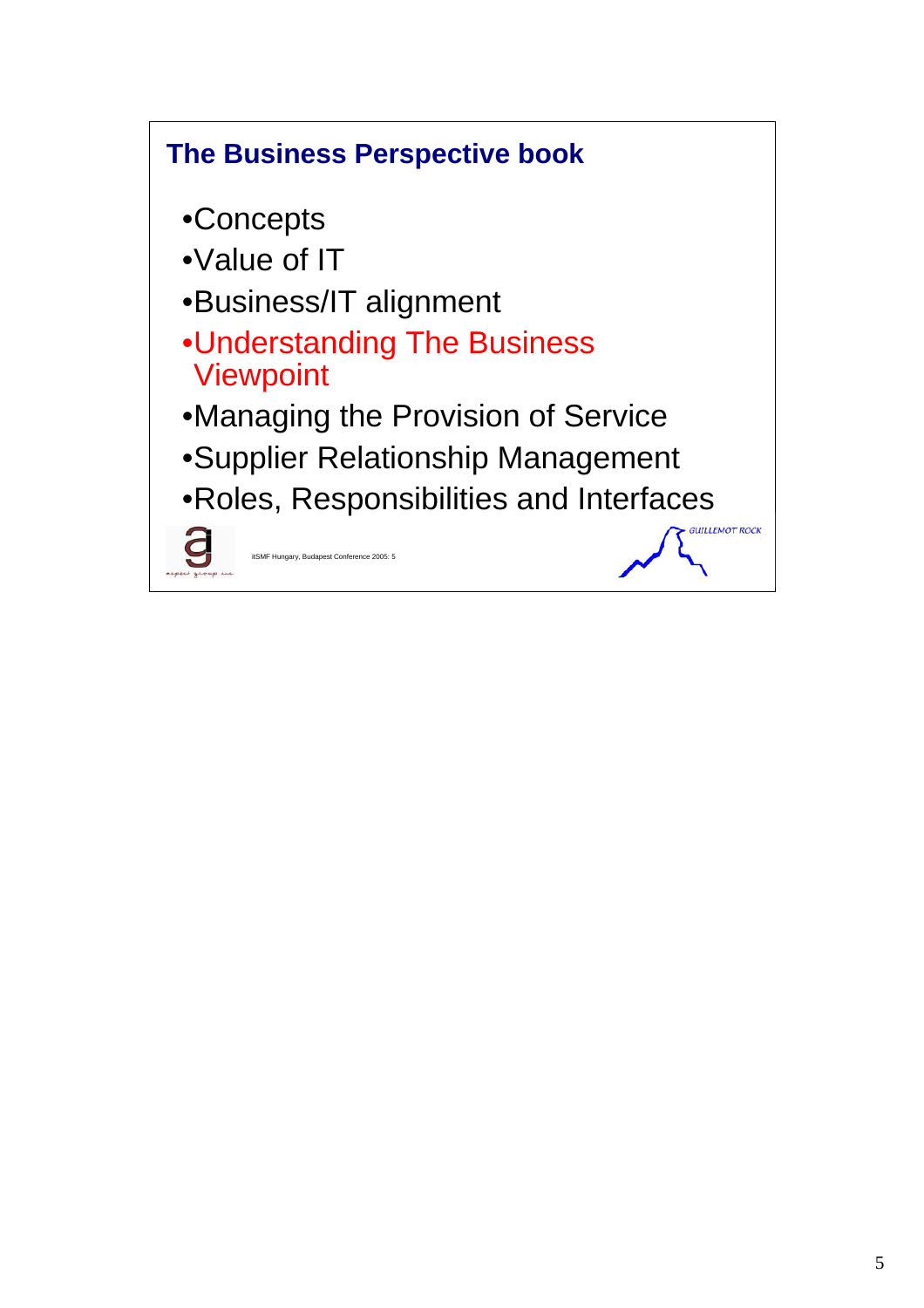## The Business Perspective book

- Concepts
- Value of IT
- Business/IT alignment
- Understanding The Business Viewpoint
- Managing the Provision of Service
- Supplier Relationship Management
- Roles, Responsibilities and Interfaces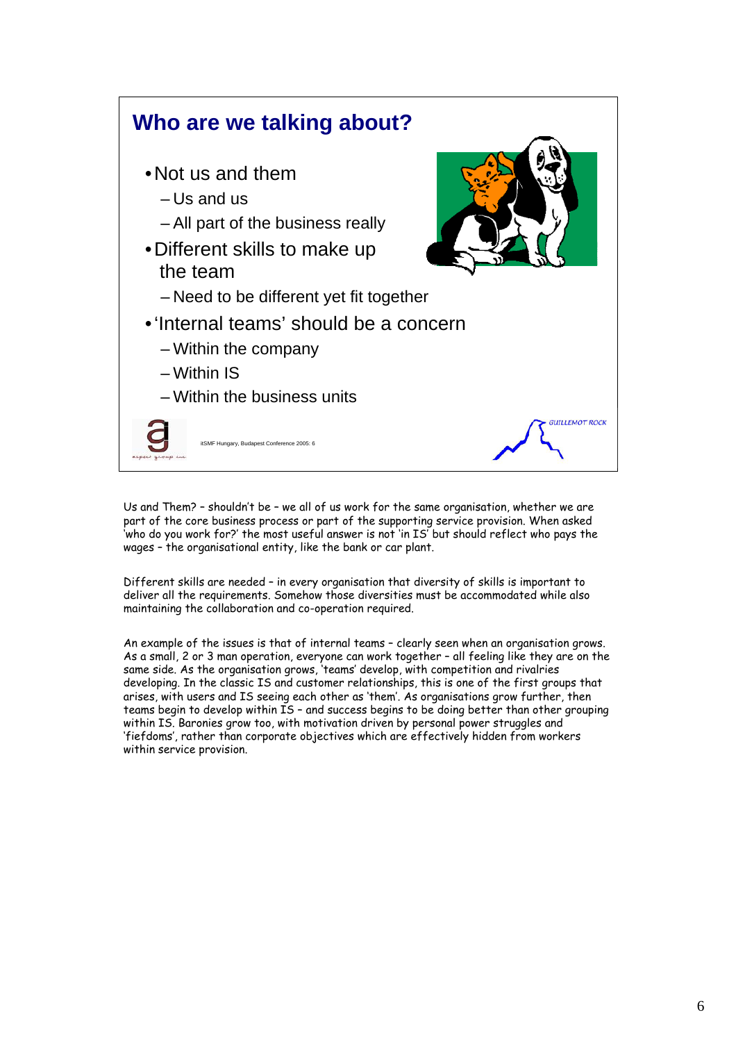## Who are we talking about?

- Not us and them
  - Us and us
  - All part of the business really
- Different skills to make up the team
  - Need to be different yet fit together
- 'Internal teams' should be a concern
  - Within the company
  - Within IS
  - Within the business units

itSMF Hungary, Budapest Conference 2005: 6

Us and Them? – shouldn't be – we all of us work for the same organisation, whether we are part of the core business process or part of the supporting service provision. When asked 'who do you work for?' the most useful answer is not 'in IS' but should reflect who pays the wages – the organisational entity, like the bank or car plant.

Different skills are needed – in every organisation that diversity of skills is important to deliver all the requirements. Somehow those diversities must be accommodated while also maintaining the collaboration and co-operation required.

An example of the issues is that of internal teams – clearly seen when an organisation grows. As a small, 2 or 3 man operation, everyone can work together – all feeling like they are on the same side. As the organisation grows, 'teams' develop, with competition and rivalries developing. In the classic IS and customer relationships, this is one of the first groups that arises, with users and IS seeing each other as 'them'. As organisations grow further, then teams begin to develop within IS – and success begins to be doing better than other grouping within IS. Baronies grow too, with motivation driven by personal power struggles and 'fiefdoms', rather than corporate objectives which are effectively hidden from workers within service provision.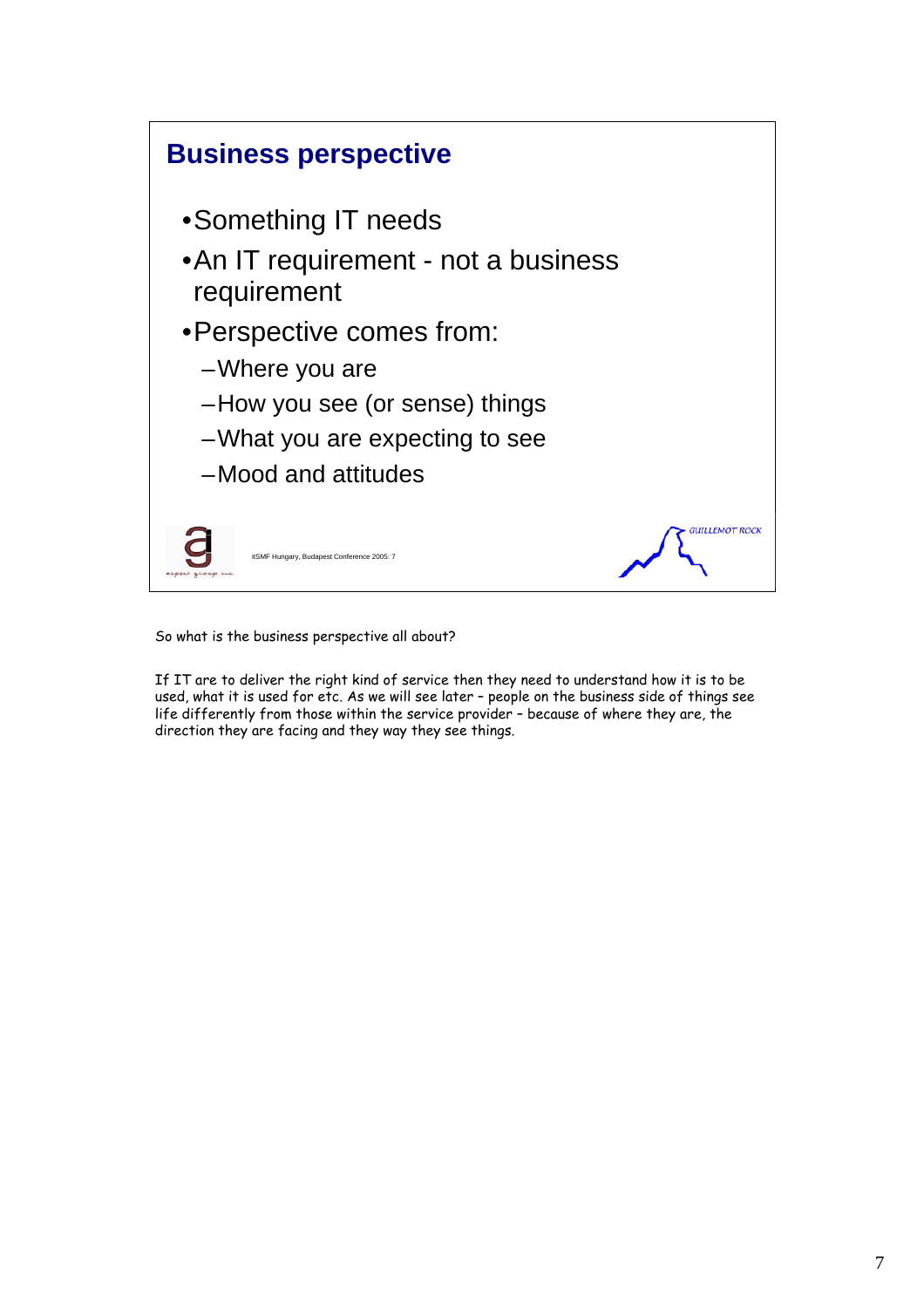## Business perspective

- Something IT needs
- An IT requirement - not a business requirement
- Perspective comes from:
  - Where you are
  - How you see (or sense) things
  - What you are expecting to see
  - Mood and attitudes

itSMF Hungary, Budapest Conference 2005: 7

So what is the business perspective all about?

If IT are to deliver the right kind of service then they need to understand how it is to be used, what it is used for etc. As we will see later – people on the business side of things see life differently from those within the service provider – because of where they are, the direction they are facing and they way they see things.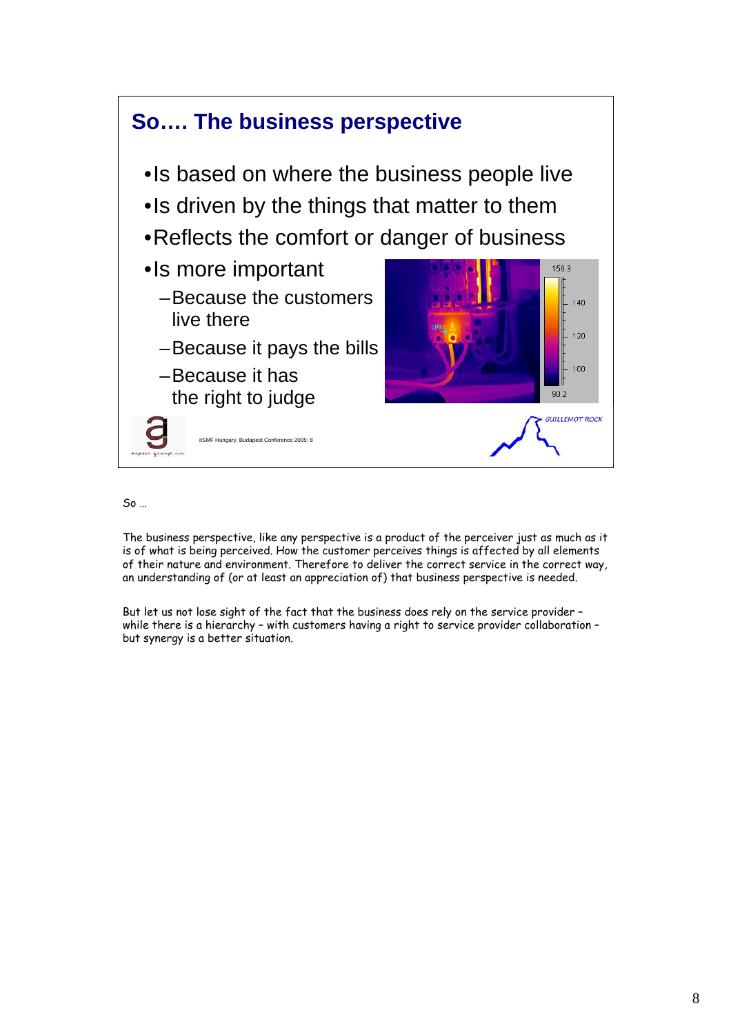## So…. The business perspective

- Is based on where the business people live
- Is driven by the things that matter to them
- Reflects the comfort or danger of business
- Is more important
  - Because the customers live there
  - Because it pays the bills
  - Because it has the right to judge

itSMF Hungary, Budapest Conference 2005: 8

So …

The business perspective, like any perspective is a product of the perceiver just as much as it is of what is being perceived. How the customer perceives things is affected by all elements of their nature and environment. Therefore to deliver the correct service in the correct way, an understanding of (or at least an appreciation of) that business perspective is needed.

But let us not lose sight of the fact that the business does rely on the service provider – while there is a hierarchy – with customers having a right to service provider collaboration – but synergy is a better situation.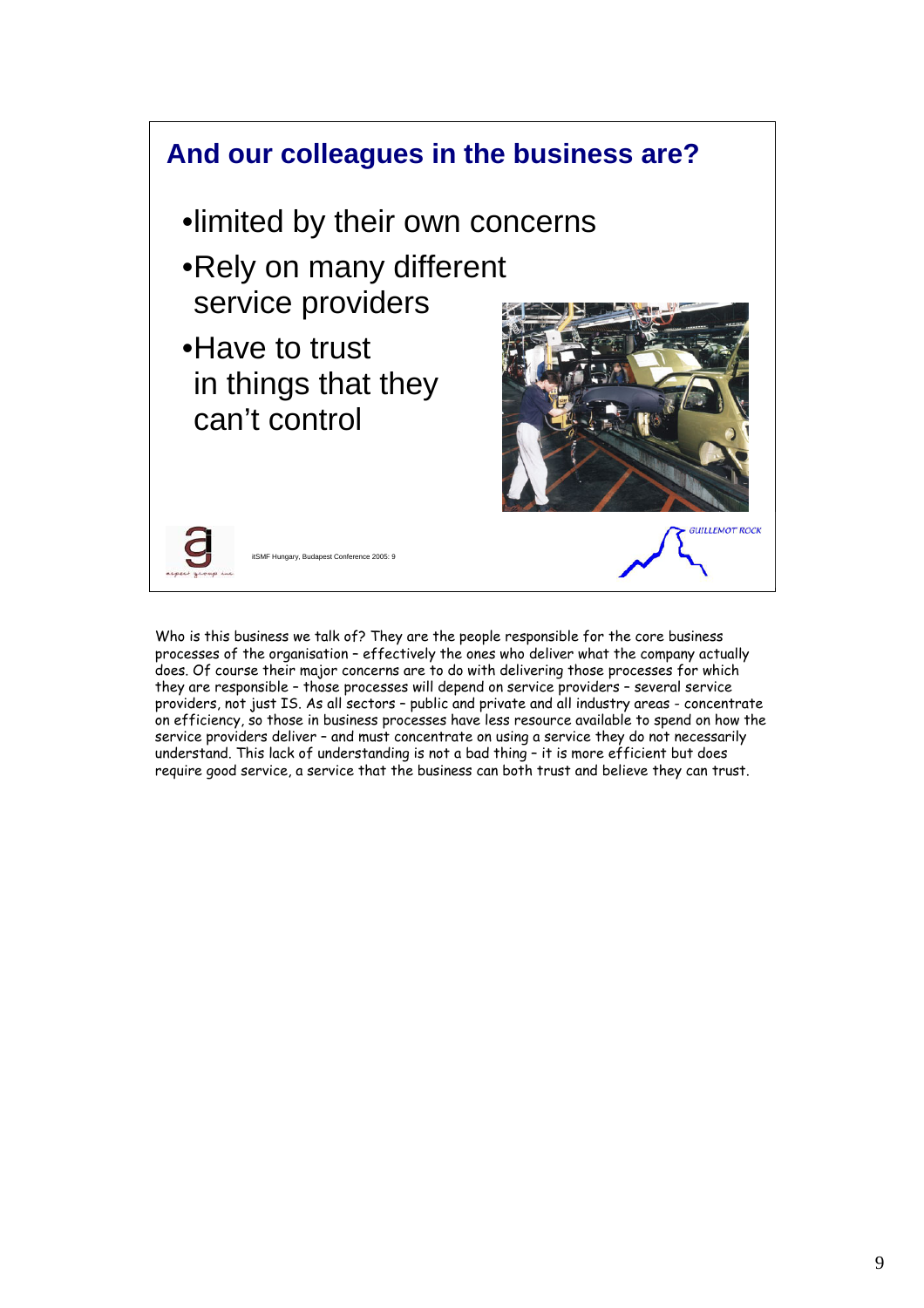## And our colleagues in the business are?

- limited by their own concerns
- Rely on many different service providers
- Have to trust in things that they can't control

Who is this business we talk of? They are the people responsible for the core business processes of the organisation – effectively the ones who deliver what the company actually does. Of course their major concerns are to do with delivering those processes for which they are responsible – those processes will depend on service providers – several service providers, not just IS. As all sectors – public and private and all industry areas - concentrate on efficiency, so those in business processes have less resource available to spend on how the service providers deliver – and must concentrate on using a service they do not necessarily understand. This lack of understanding is not a bad thing – it is more efficient but does require good service, a service that the business can both trust and believe they can trust.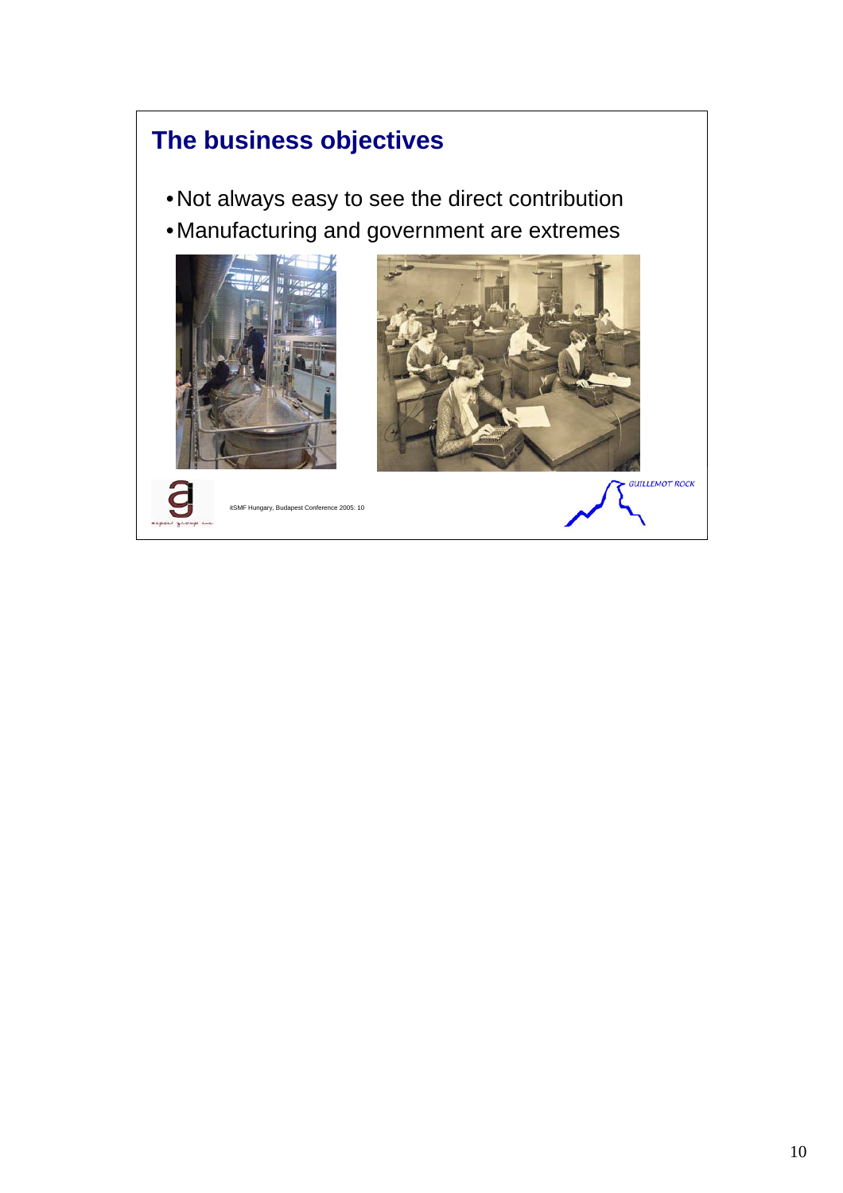## The business objectives

- Not always easy to see the direct contribution
- Manufacturing and government are extremes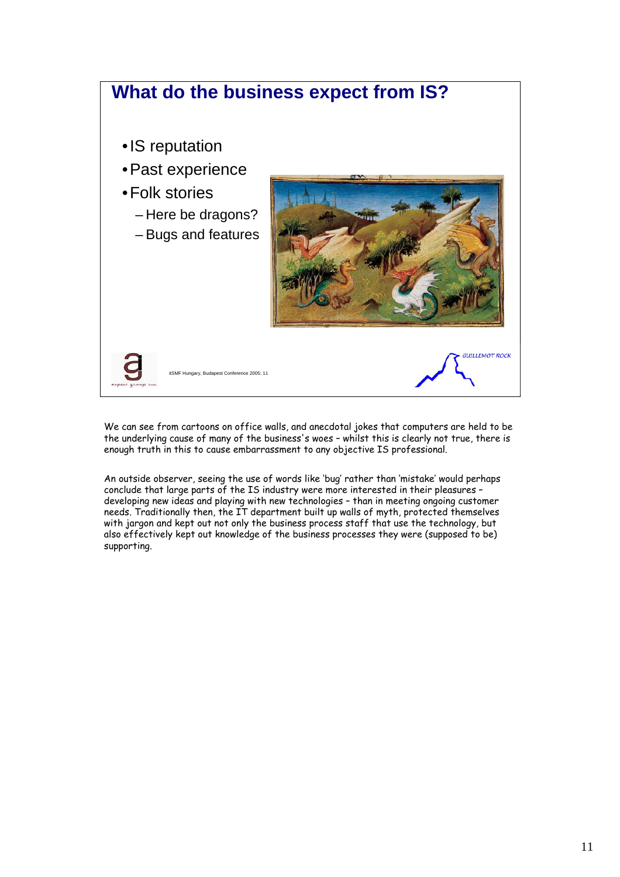## What do the business expect from IS?

- IS reputation
- Past experience
- Folk stories
  - Here be dragons?
  - Bugs and features

itSMF Hungary, Budapest Conference 2005: 11

We can see from cartoons on office walls, and anecdotal jokes that computers are held to be the underlying cause of many of the business's woes – whilst this is clearly not true, there is enough truth in this to cause embarrassment to any objective IS professional.

An outside observer, seeing the use of words like 'bug' rather than 'mistake' would perhaps conclude that large parts of the IS industry were more interested in their pleasures – developing new ideas and playing with new technologies – than in meeting ongoing customer needs. Traditionally then, the IT department built up walls of myth, protected themselves with jargon and kept out not only the business process staff that use the technology, but also effectively kept out knowledge of the business processes they were (supposed to be) supporting.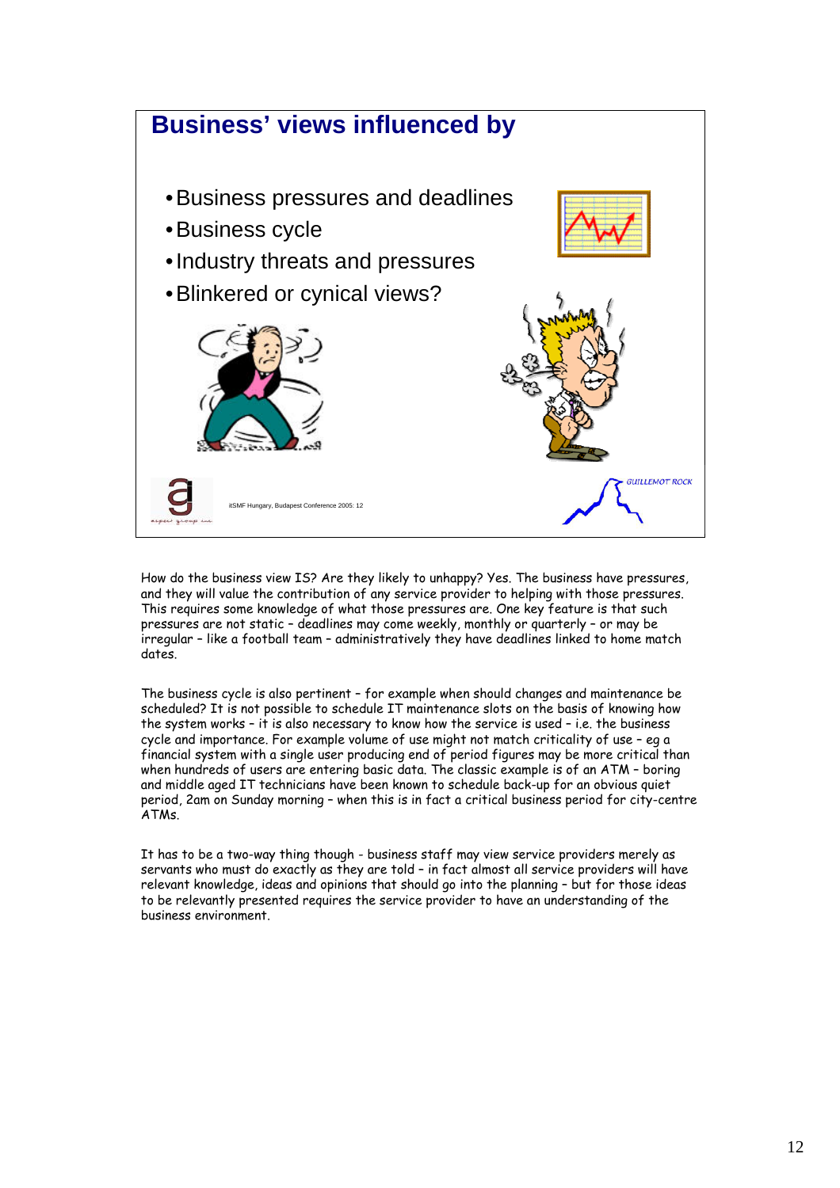## Business' views influenced by

- Business pressures and deadlines
- Business cycle
- Industry threats and pressures
- Blinkered or cynical views?

itSMF Hungary, Budapest Conference 2005: 12

How do the business view IS? Are they likely to unhappy? Yes. The business have pressures, and they will value the contribution of any service provider to helping with those pressures. This requires some knowledge of what those pressures are. One key feature is that such pressures are not static – deadlines may come weekly, monthly or quarterly – or may be irregular – like a football team – administratively they have deadlines linked to home match dates.

The business cycle is also pertinent – for example when should changes and maintenance be scheduled? It is not possible to schedule IT maintenance slots on the basis of knowing how the system works – it is also necessary to know how the service is used – i.e. the business cycle and importance. For example volume of use might not match criticality of use – eg a financial system with a single user producing end of period figures may be more critical than when hundreds of users are entering basic data. The classic example is of an ATM – boring and middle aged IT technicians have been known to schedule back-up for an obvious quiet period, 2am on Sunday morning – when this is in fact a critical business period for city-centre ATMs.

It has to be a two-way thing though - business staff may view service providers merely as servants who must do exactly as they are told – in fact almost all service providers will have relevant knowledge, ideas and opinions that should go into the planning – but for those ideas to be relevantly presented requires the service provider to have an understanding of the business environment.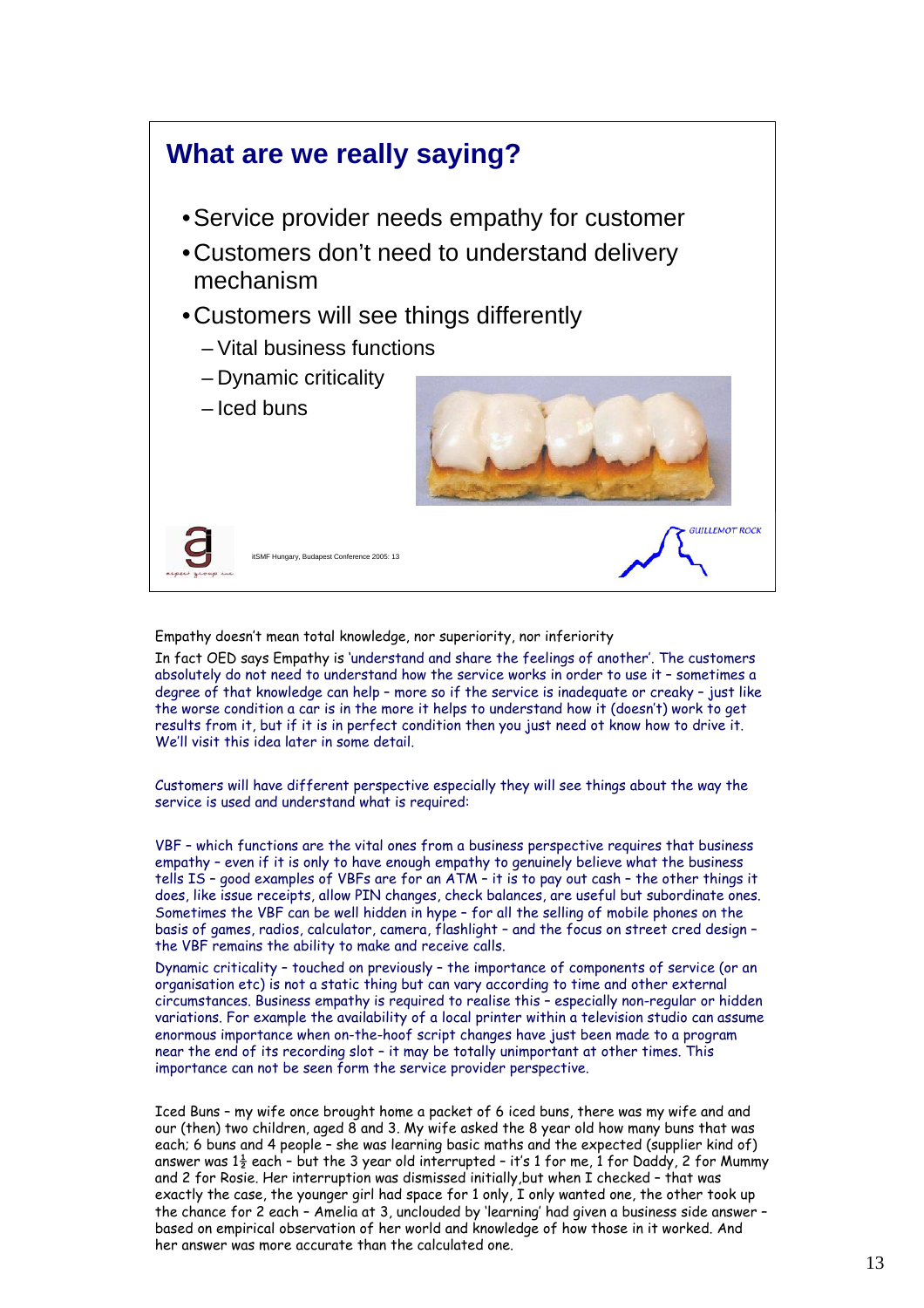## What are we really saying?

- Service provider needs empathy for customer
- Customers don't need to understand delivery mechanism
- Customers will see things differently
  - Vital business functions
  - Dynamic criticality
  - Iced buns

itSMF Hungary, Budapest Conference 2005: 13

GUILLEMOT ROCK

Empathy doesn't mean total knowledge, nor superiority, nor inferiority

In fact OED says Empathy is 'understand and share the feelings of another'. The customers absolutely do not need to understand how the service works in order to use it – sometimes a degree of that knowledge can help – more so if the service is inadequate or creaky – just like the worse condition a car is in the more it helps to understand how it (doesn't) work to get results from it, but if it is in perfect condition then you just need ot know how to drive it. We'll visit this idea later in some detail.

Customers will have different perspective especially they will see things about the way the service is used and understand what is required:

VBF – which functions are the vital ones from a business perspective requires that business empathy – even if it is only to have enough empathy to genuinely believe what the business tells IS – good examples of VBFs are for an ATM – it is to pay out cash – the other things it does, like issue receipts, allow PIN changes, check balances, are useful but subordinate ones. Sometimes the VBF can be well hidden in hype – for all the selling of mobile phones on the basis of games, radios, calculator, camera, flashlight – and the focus on street cred design – the VBF remains the ability to make and receive calls.

Dynamic criticality – touched on previously – the importance of components of service (or an organisation etc) is not a static thing but can vary according to time and other external circumstances. Business empathy is required to realise this – especially non-regular or hidden variations. For example the availability of a local printer within a television studio can assume enormous importance when on-the-hoof script changes have just been made to a program near the end of its recording slot – it may be totally unimportant at other times. This importance can not be seen form the service provider perspective.

Iced Buns – my wife once brought home a packet of 6 iced buns, there was my wife and and our (then) two children, aged 8 and 3. My wife asked the 8 year old how many buns that was each; 6 buns and 4 people – she was learning basic maths and the expected (supplier kind of) answer was $1\frac{1}{2}$ each – but the 3 year old interrupted – it's 1 for me, 1 for Daddy, 2 for Mummy and 2 for Rosie. Her interruption was dismissed initially,but when I checked – that was exactly the case, the younger girl had space for 1 only, I only wanted one, the other took up the chance for 2 each – Amelia at 3, unclouded by 'learning' had given a business side answer – based on empirical observation of her world and knowledge of how those in it worked. And her answer was more accurate than the calculated one.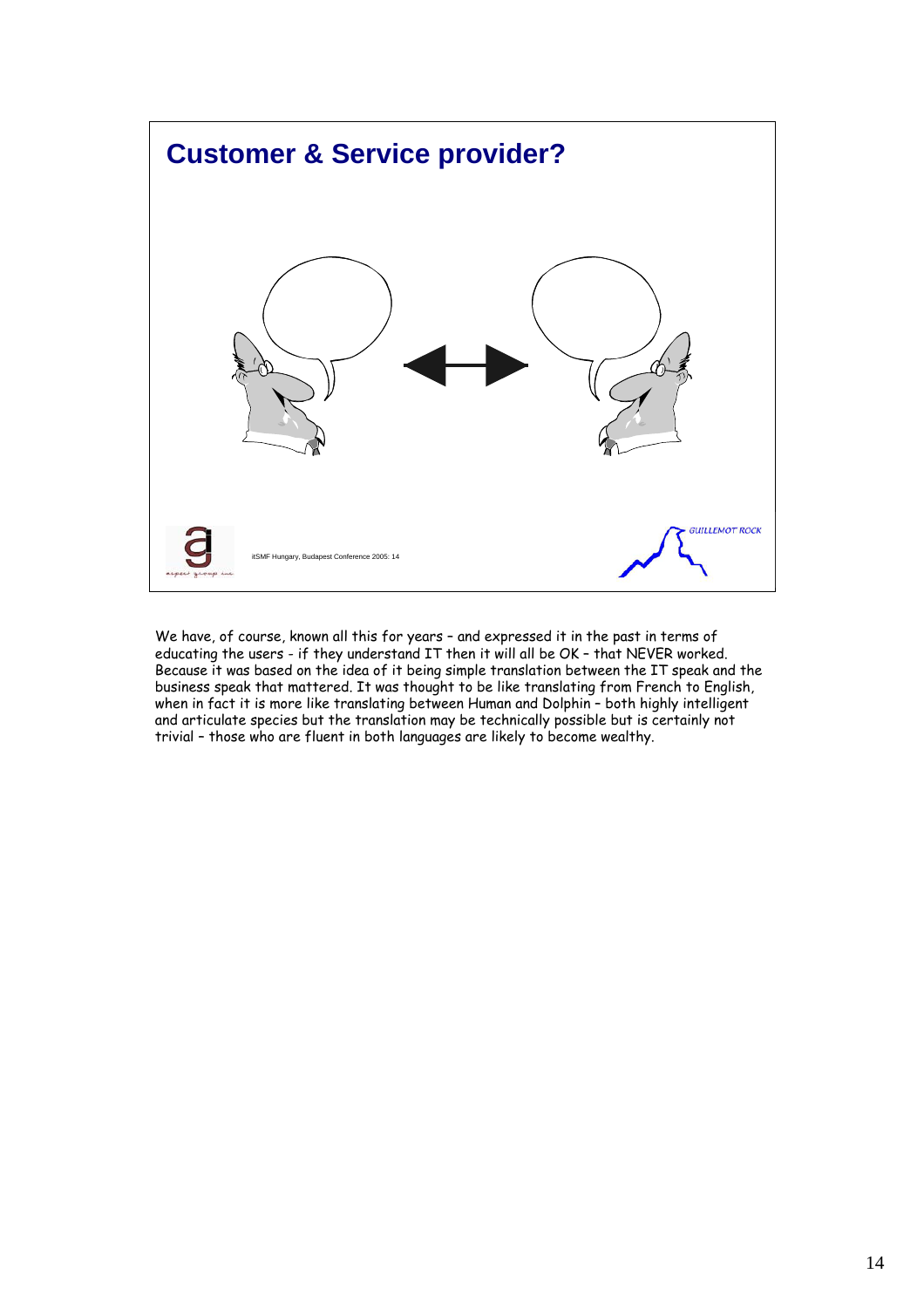## Customer & Service provider?

itSMF Hungary, Budapest Conference 2005: 14

We have, of course, known all this for years – and expressed it in the past in terms of educating the users - if they understand IT then it will all be OK – that NEVER worked. Because it was based on the idea of it being simple translation between the IT speak and the business speak that mattered. It was thought to be like translating from French to English, when in fact it is more like translating between Human and Dolphin – both highly intelligent and articulate species but the translation may be technically possible but is certainly not trivial – those who are fluent in both languages are likely to become wealthy.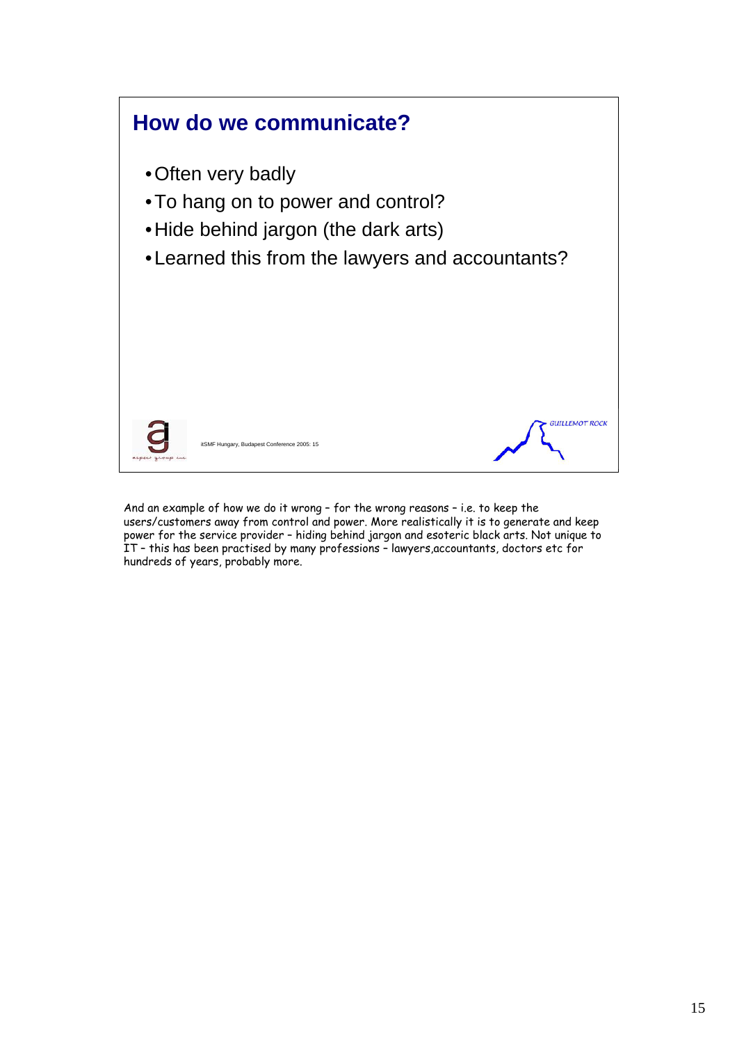## How do we communicate?

- Often very badly
- To hang on to power and control?
- Hide behind jargon (the dark arts)
- Learned this from the lawyers and accountants?

And an example of how we do it wrong – for the wrong reasons – i.e. to keep the users/customers away from control and power. More realistically it is to generate and keep power for the service provider – hiding behind jargon and esoteric black arts. Not unique to IT – this has been practised by many professions – lawyers,accountants, doctors etc for hundreds of years, probably more.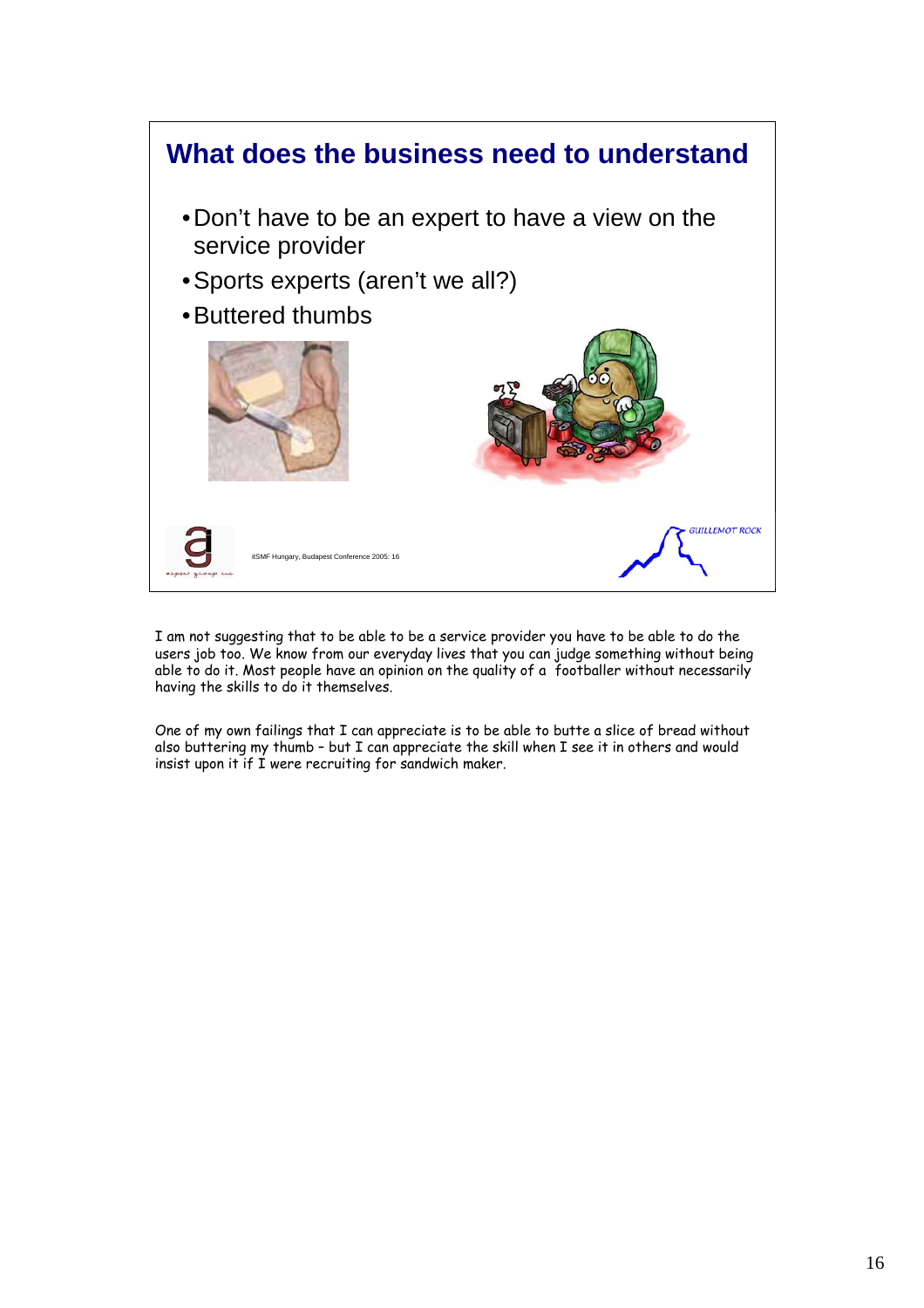## What does the business need to understand

- Don't have to be an expert to have a view on the service provider
- Sports experts (aren't we all?)
- Buttered thumbs

itSMF Hungary, Budapest Conference 2005: 16

I am not suggesting that to be able to be a service provider you have to be able to do the users job too. We know from our everyday lives that you can judge something without being able to do it. Most people have an opinion on the quality of a footballer without necessarily having the skills to do it themselves.

One of my own failings that I can appreciate is to be able to butte a slice of bread without also buttering my thumb – but I can appreciate the skill when I see it in others and would insist upon it if I were recruiting for sandwich maker.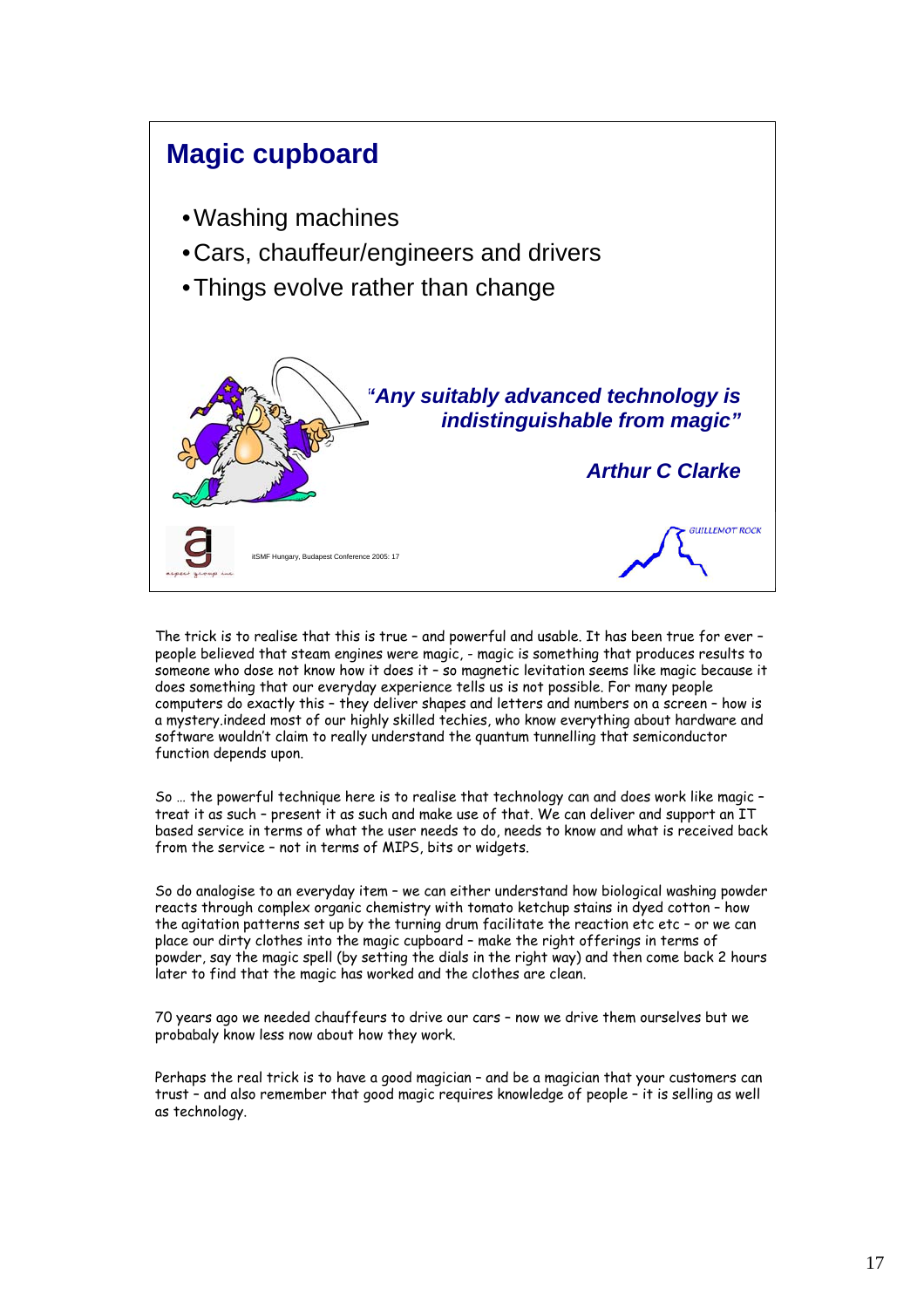## Magic cupboard

- Washing machines
- Cars, chauffeur/engineers and drivers
- Things evolve rather than change

*"Any suitably advanced technology is indistinguishable from magic"*

***Arthur C Clarke***

itSMF Hungary, Budapest Conference 2005: 17

GUILLEMOT ROCK

The trick is to realise that this is true – and powerful and usable. It has been true for ever – people believed that steam engines were magic, - magic is something that produces results to someone who dose not know how it does it – so magnetic levitation seems like magic because it does something that our everyday experience tells us is not possible. For many people computers do exactly this – they deliver shapes and letters and numbers on a screen – how is a mystery.indeed most of our highly skilled techies, who know everything about hardware and software wouldn't claim to really understand the quantum tunnelling that semiconductor function depends upon.

So … the powerful technique here is to realise that technology can and does work like magic – treat it as such – present it as such and make use of that. We can deliver and support an IT based service in terms of what the user needs to do, needs to know and what is received back from the service – not in terms of MIPS, bits or widgets.

So do analogise to an everyday item – we can either understand how biological washing powder reacts through complex organic chemistry with tomato ketchup stains in dyed cotton – how the agitation patterns set up by the turning drum facilitate the reaction etc etc – or we can place our dirty clothes into the magic cupboard – make the right offerings in terms of powder, say the magic spell (by setting the dials in the right way) and then come back 2 hours later to find that the magic has worked and the clothes are clean.

70 years ago we needed chauffeurs to drive our cars – now we drive them ourselves but we probabaly know less now about how they work.

Perhaps the real trick is to have a good magician – and be a magician that your customers can trust – and also remember that good magic requires knowledge of people – it is selling as well as technology.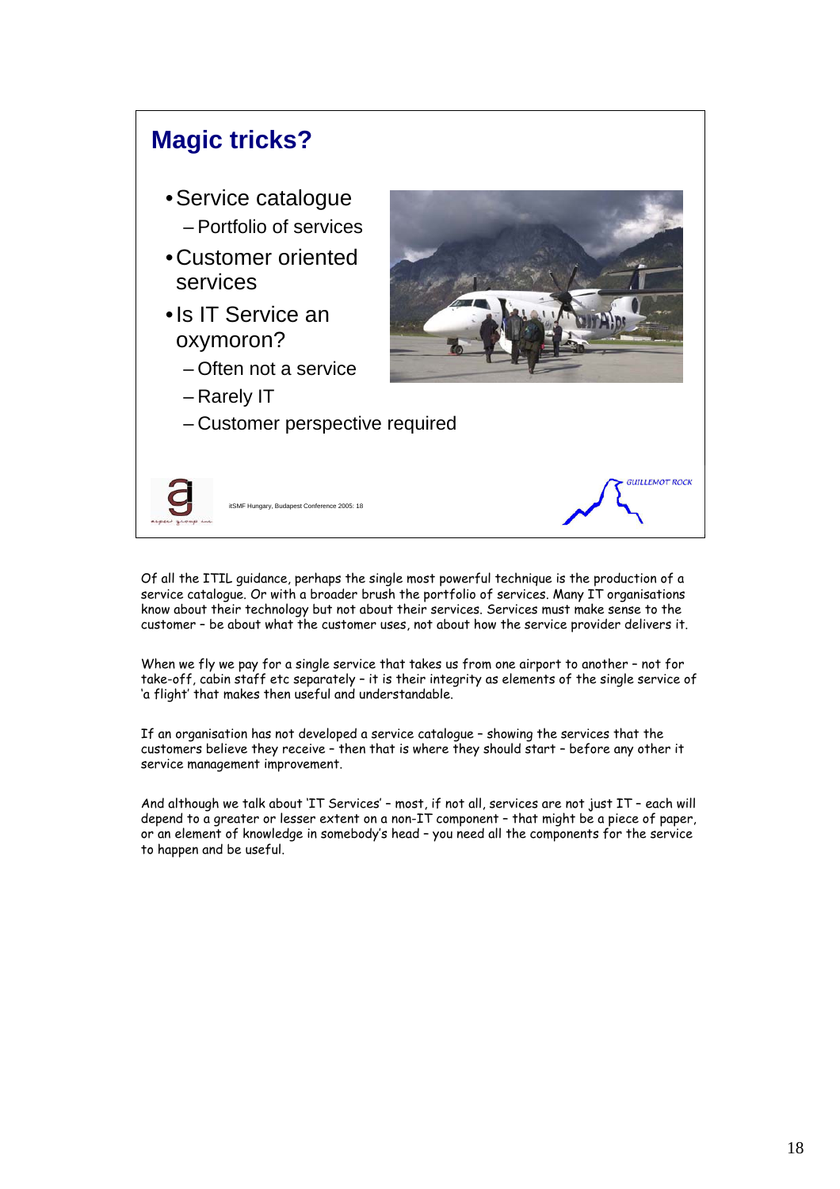## Magic tricks?

- Service catalogue
  - Portfolio of services
- Customer oriented services
- Is IT Service an oxymoron?
  - Often not a service
  - Rarely IT
  - Customer perspective required

itSMF Hungary, Budapest Conference 2005: 18

GUILLEMOT ROCK

Of all the ITIL guidance, perhaps the single most powerful technique is the production of a service catalogue. Or with a broader brush the portfolio of services. Many IT organisations know about their technology but not about their services. Services must make sense to the customer – be about what the customer uses, not about how the service provider delivers it.

When we fly we pay for a single service that takes us from one airport to another – not for take-off, cabin staff etc separately – it is their integrity as elements of the single service of 'a flight' that makes then useful and understandable.

If an organisation has not developed a service catalogue – showing the services that the customers believe they receive – then that is where they should start – before any other it service management improvement.

And although we talk about 'IT Services' – most, if not all, services are not just IT – each will depend to a greater or lesser extent on a non-IT component – that might be a piece of paper, or an element of knowledge in somebody's head – you need all the components for the service to happen and be useful.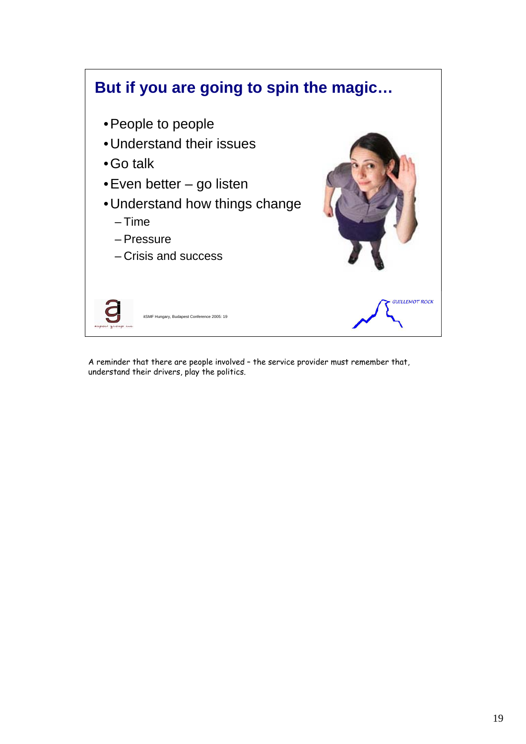## But if you are going to spin the magic…

- People to people
- Understand their issues
- Go talk
- Even better – go listen
- Understand how things change
  - Time
  - Pressure
  - Crisis and success

itSMF Hungary, Budapest Conference 2005: 19

A reminder that there are people involved – the service provider must remember that, understand their drivers, play the politics.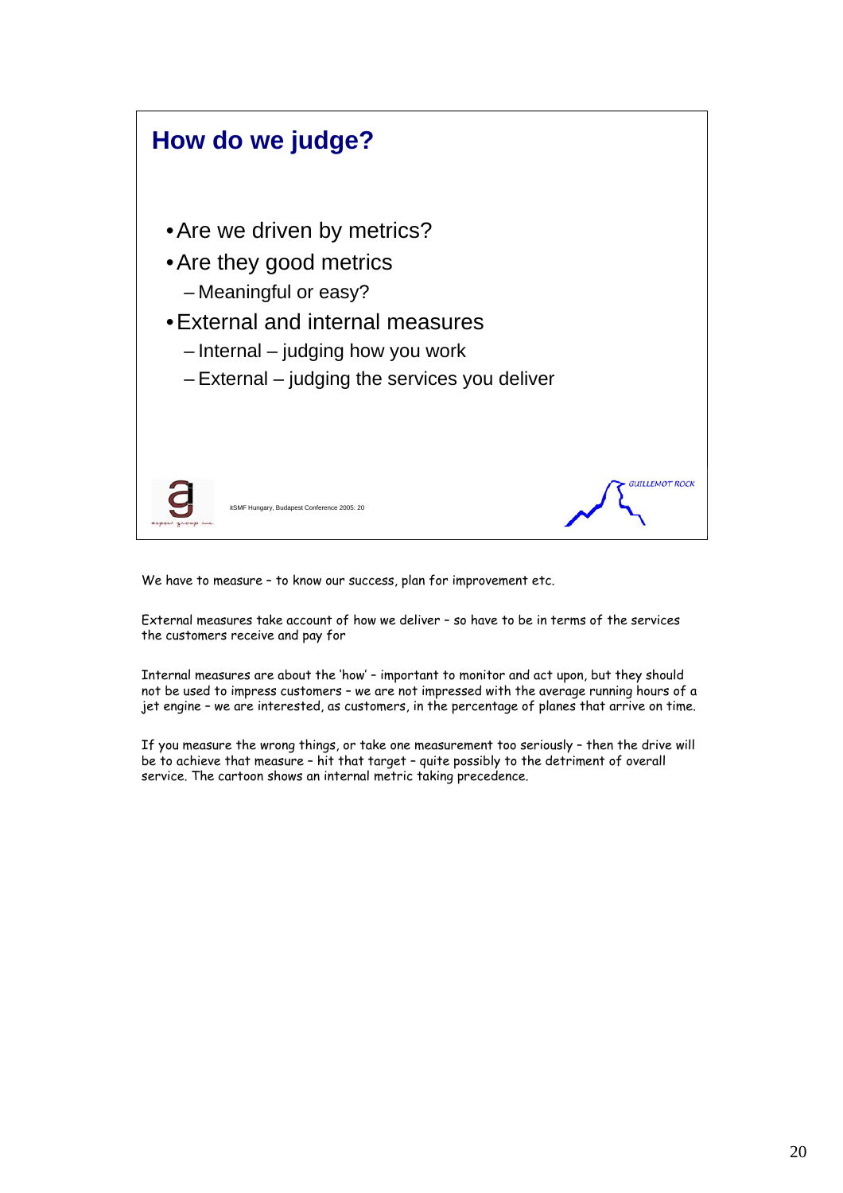## How do we judge?

- Are we driven by metrics?
- Are they good metrics
  - Meaningful or easy?
- External and internal measures
  - Internal – judging how you work
  - External – judging the services you deliver

We have to measure – to know our success, plan for improvement etc.

External measures take account of how we deliver – so have to be in terms of the services the customers receive and pay for

Internal measures are about the 'how' – important to monitor and act upon, but they should not be used to impress customers – we are not impressed with the average running hours of a jet engine – we are interested, as customers, in the percentage of planes that arrive on time.

If you measure the wrong things, or take one measurement too seriously – then the drive will be to achieve that measure – hit that target – quite possibly to the detriment of overall service. The cartoon shows an internal metric taking precedence.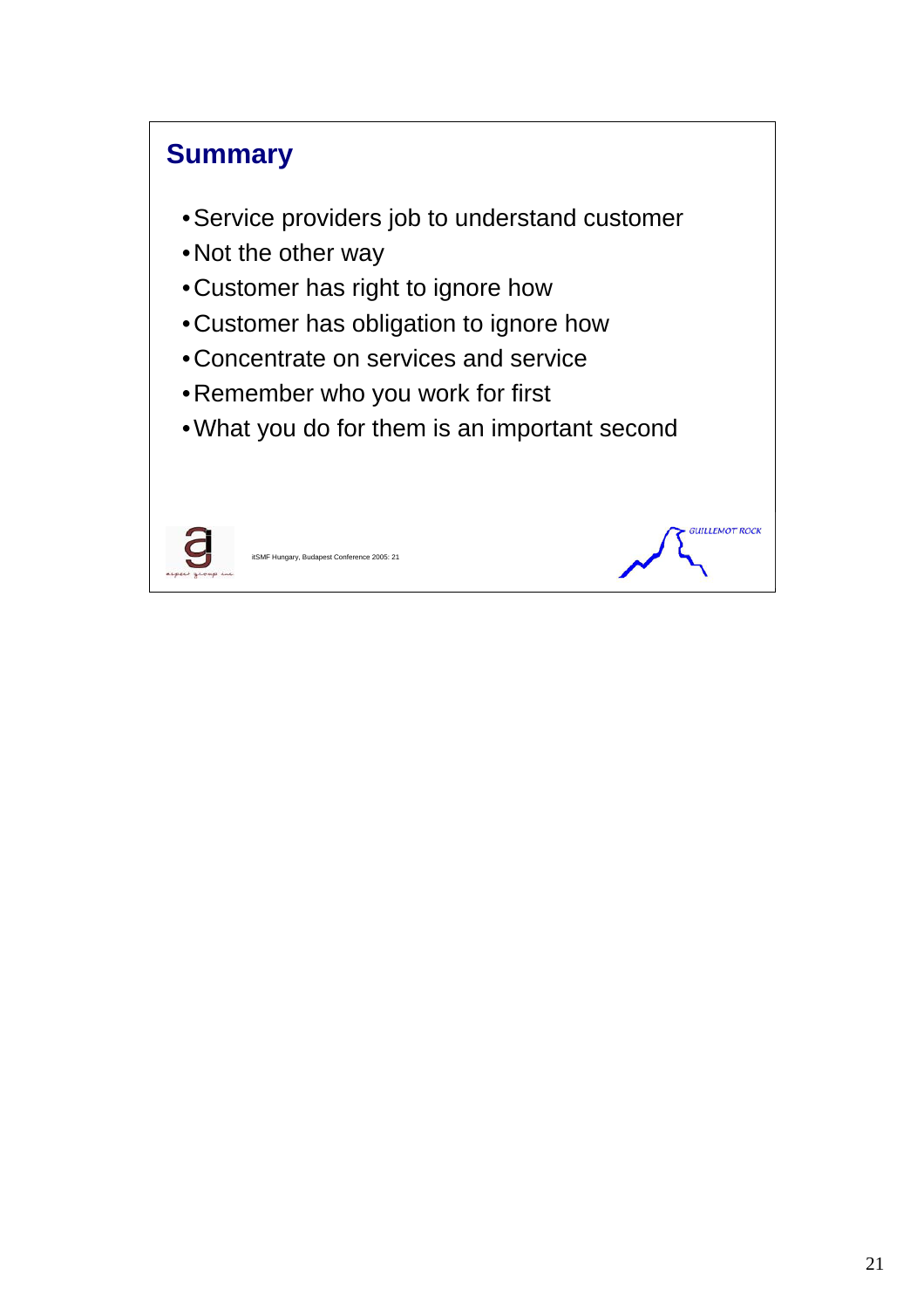## Summary

- Service providers job to understand customer
- Not the other way
- Customer has right to ignore how
- Customer has obligation to ignore how
- Concentrate on services and service
- Remember who you work for first
- What you do for them is an important second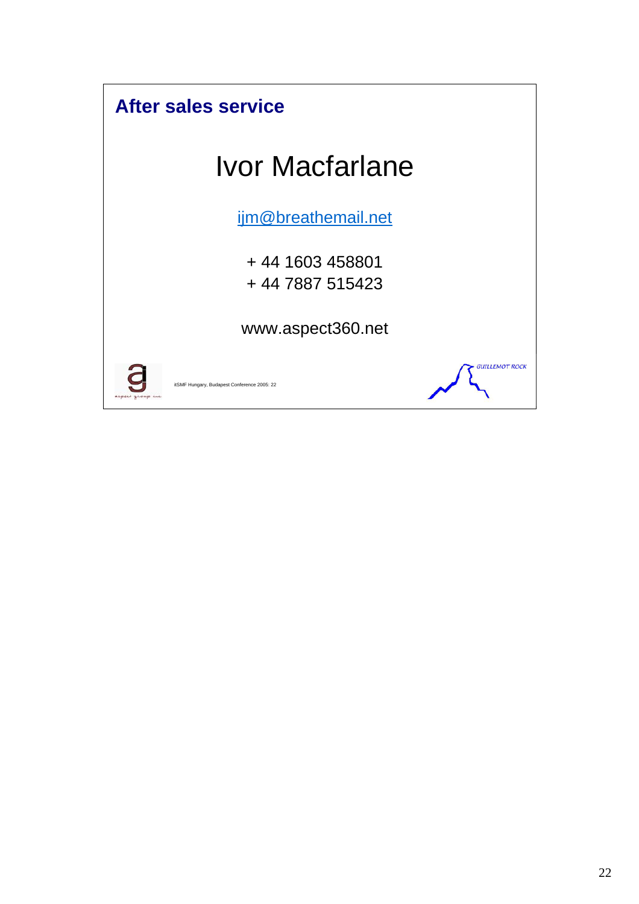## After sales service

# Ivor Macfarlane

ijm@breathemail.net

+ 44 1603 458801
+ 44 7887 515423

www.aspect360.net

itSMF Hungary, Budapest Conference 2005: 22

GUILLEMOT ROCK